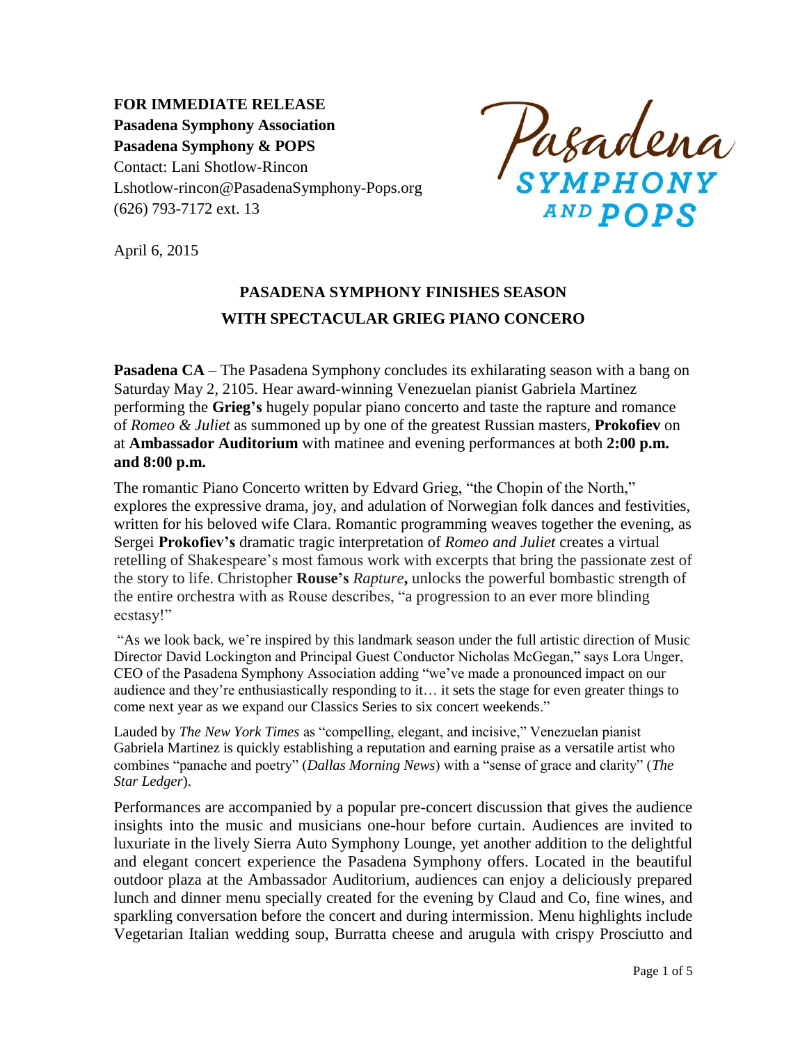**FOR IMMEDIATE RELEASE**
**Pasadena Symphony Association**
**Pasadena Symphony & POPS**
Contact: Lani Shotlow-Rincon
Lshotlow-rincon@PasadenaSymphony-Pops.org
(626) 793-7172 ext. 13

Pasadena SYMPHONY AND POPS

April 6, 2015

## PASADENA SYMPHONY FINISHES SEASON WITH SPECTACULAR GRIEG PIANO CONCERO

**Pasadena CA** – The Pasadena Symphony concludes its exhilarating season with a bang on Saturday May 2, 2105. Hear award-winning Venezuelan pianist Gabriela Martinez performing the **Grieg's** hugely popular piano concerto and taste the rapture and romance of *Romeo & Juliet* as summoned up by one of the greatest Russian masters, **Prokofiev** on at **Ambassador Auditorium** with matinee and evening performances at both **2:00 p.m. and 8:00 p.m.**

The romantic Piano Concerto written by Edvard Grieg, "the Chopin of the North," explores the expressive drama, joy, and adulation of Norwegian folk dances and festivities, written for his beloved wife Clara. Romantic programming weaves together the evening, as Sergei **Prokofiev's** dramatic tragic interpretation of *Romeo and Juliet* creates a virtual retelling of Shakespeare's most famous work with excerpts that bring the passionate zest of the story to life. Christopher **Rouse's** *Rapture***,** unlocks the powerful bombastic strength of the entire orchestra with as Rouse describes, "a progression to an ever more blinding ecstasy!"

"As we look back, we're inspired by this landmark season under the full artistic direction of Music Director David Lockington and Principal Guest Conductor Nicholas McGegan," says Lora Unger, CEO of the Pasadena Symphony Association adding "we've made a pronounced impact on our audience and they're enthusiastically responding to it… it sets the stage for even greater things to come next year as we expand our Classics Series to six concert weekends."

Lauded by *The New York Times* as "compelling, elegant, and incisive," Venezuelan pianist Gabriela Martinez is quickly establishing a reputation and earning praise as a versatile artist who combines "panache and poetry" (*Dallas Morning News*) with a "sense of grace and clarity" (*The Star Ledger*).

Performances are accompanied by a popular pre-concert discussion that gives the audience insights into the music and musicians one-hour before curtain. Audiences are invited to luxuriate in the lively Sierra Auto Symphony Lounge, yet another addition to the delightful and elegant concert experience the Pasadena Symphony offers. Located in the beautiful outdoor plaza at the Ambassador Auditorium, audiences can enjoy a deliciously prepared lunch and dinner menu specially created for the evening by Claud and Co, fine wines, and sparkling conversation before the concert and during intermission. Menu highlights include Vegetarian Italian wedding soup, Burratta cheese and arugula with crispy Prosciutto and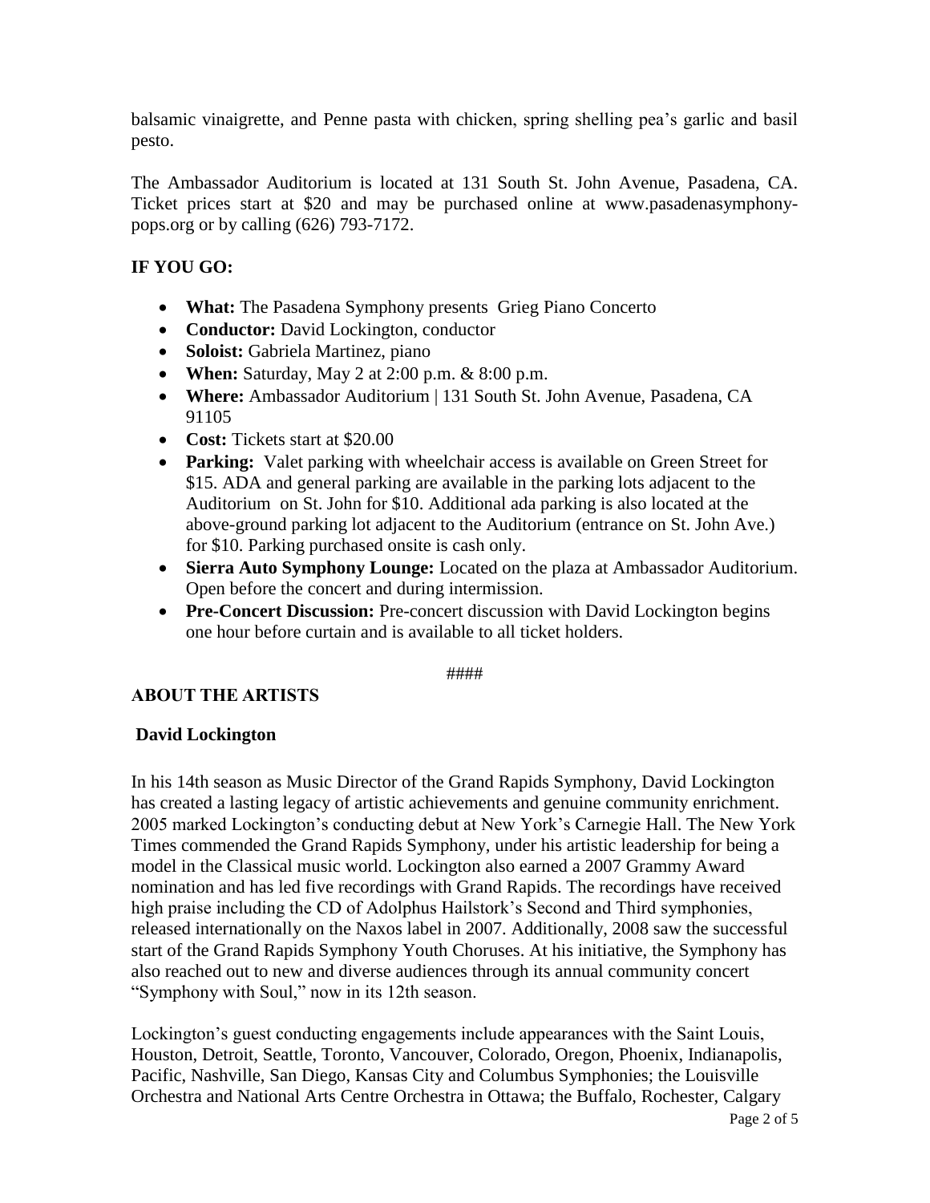balsamic vinaigrette, and Penne pasta with chicken, spring shelling pea's garlic and basil pesto.

The Ambassador Auditorium is located at 131 South St. John Avenue, Pasadena, CA. Ticket prices start at $20 and may be purchased online at www.pasadenasymphony-pops.org or by calling (626) 793-7172.

**IF YOU GO:**

- **What:** The Pasadena Symphony presents Grieg Piano Concerto
- **Conductor:** David Lockington, conductor
- **Soloist:** Gabriela Martinez, piano
- **When:** Saturday, May 2 at 2:00 p.m. & 8:00 p.m.
- **Where:** Ambassador Auditorium | 131 South St. John Avenue, Pasadena, CA 91105
- **Cost:** Tickets start at $20.00
- **Parking:** Valet parking with wheelchair access is available on Green Street for $15. ADA and general parking are available in the parking lots adjacent to the Auditorium on St. John for $10. Additional ada parking is also located at the above-ground parking lot adjacent to the Auditorium (entrance on St. John Ave.) for $10. Parking purchased onsite is cash only.
- **Sierra Auto Symphony Lounge:** Located on the plaza at Ambassador Auditorium. Open before the concert and during intermission.
- **Pre-Concert Discussion:** Pre-concert discussion with David Lockington begins one hour before curtain and is available to all ticket holders.

####

**ABOUT THE ARTISTS**

**David Lockington**

In his 14th season as Music Director of the Grand Rapids Symphony, David Lockington has created a lasting legacy of artistic achievements and genuine community enrichment. 2005 marked Lockington's conducting debut at New York's Carnegie Hall. The New York Times commended the Grand Rapids Symphony, under his artistic leadership for being a model in the Classical music world. Lockington also earned a 2007 Grammy Award nomination and has led five recordings with Grand Rapids. The recordings have received high praise including the CD of Adolphus Hailstork's Second and Third symphonies, released internationally on the Naxos label in 2007. Additionally, 2008 saw the successful start of the Grand Rapids Symphony Youth Choruses. At his initiative, the Symphony has also reached out to new and diverse audiences through its annual community concert "Symphony with Soul," now in its 12th season.

Lockington's guest conducting engagements include appearances with the Saint Louis, Houston, Detroit, Seattle, Toronto, Vancouver, Colorado, Oregon, Phoenix, Indianapolis, Pacific, Nashville, San Diego, Kansas City and Columbus Symphonies; the Louisville Orchestra and National Arts Centre Orchestra in Ottawa; the Buffalo, Rochester, Calgary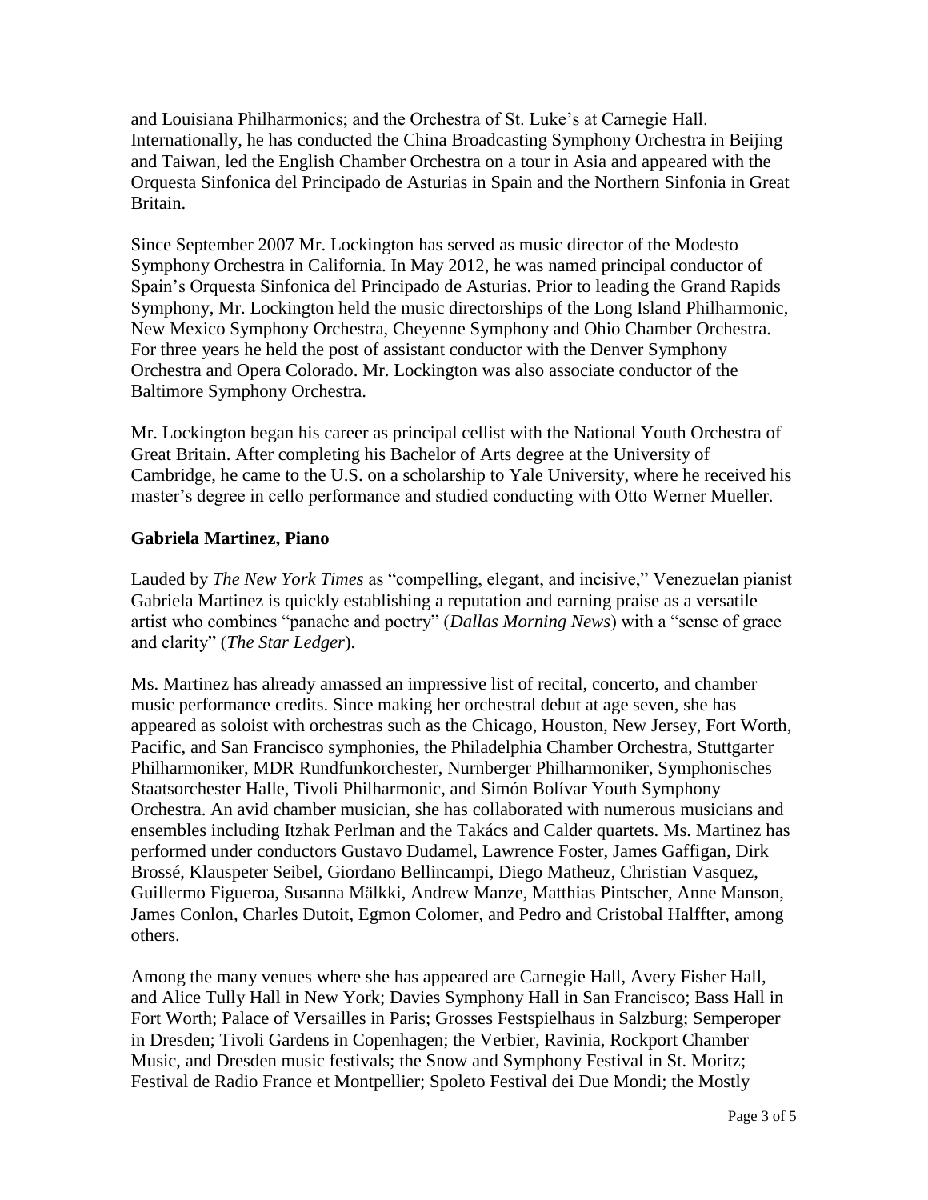and Louisiana Philharmonics; and the Orchestra of St. Luke's at Carnegie Hall. Internationally, he has conducted the China Broadcasting Symphony Orchestra in Beijing and Taiwan, led the English Chamber Orchestra on a tour in Asia and appeared with the Orquesta Sinfonica del Principado de Asturias in Spain and the Northern Sinfonia in Great Britain.

Since September 2007 Mr. Lockington has served as music director of the Modesto Symphony Orchestra in California. In May 2012, he was named principal conductor of Spain's Orquesta Sinfonica del Principado de Asturias. Prior to leading the Grand Rapids Symphony, Mr. Lockington held the music directorships of the Long Island Philharmonic, New Mexico Symphony Orchestra, Cheyenne Symphony and Ohio Chamber Orchestra. For three years he held the post of assistant conductor with the Denver Symphony Orchestra and Opera Colorado. Mr. Lockington was also associate conductor of the Baltimore Symphony Orchestra.

Mr. Lockington began his career as principal cellist with the National Youth Orchestra of Great Britain. After completing his Bachelor of Arts degree at the University of Cambridge, he came to the U.S. on a scholarship to Yale University, where he received his master's degree in cello performance and studied conducting with Otto Werner Mueller.

**Gabriela Martinez, Piano**

Lauded by *The New York Times* as "compelling, elegant, and incisive," Venezuelan pianist Gabriela Martinez is quickly establishing a reputation and earning praise as a versatile artist who combines "panache and poetry" (*Dallas Morning News*) with a "sense of grace and clarity" (*The Star Ledger*).

Ms. Martinez has already amassed an impressive list of recital, concerto, and chamber music performance credits. Since making her orchestral debut at age seven, she has appeared as soloist with orchestras such as the Chicago, Houston, New Jersey, Fort Worth, Pacific, and San Francisco symphonies, the Philadelphia Chamber Orchestra, Stuttgarter Philharmoniker, MDR Rundfunkorchester, Nurnberger Philharmoniker, Symphonisches Staatsorchester Halle, Tivoli Philharmonic, and Simón Bolívar Youth Symphony Orchestra. An avid chamber musician, she has collaborated with numerous musicians and ensembles including Itzhak Perlman and the Takács and Calder quartets. Ms. Martinez has performed under conductors Gustavo Dudamel, Lawrence Foster, James Gaffigan, Dirk Brossé, Klauspeter Seibel, Giordano Bellincampi, Diego Matheuz, Christian Vasquez, Guillermo Figueroa, Susanna Mälkki, Andrew Manze, Matthias Pintscher, Anne Manson, James Conlon, Charles Dutoit, Egmon Colomer, and Pedro and Cristobal Halffter, among others.

Among the many venues where she has appeared are Carnegie Hall, Avery Fisher Hall, and Alice Tully Hall in New York; Davies Symphony Hall in San Francisco; Bass Hall in Fort Worth; Palace of Versailles in Paris; Grosses Festspielhaus in Salzburg; Semperoper in Dresden; Tivoli Gardens in Copenhagen; the Verbier, Ravinia, Rockport Chamber Music, and Dresden music festivals; the Snow and Symphony Festival in St. Moritz; Festival de Radio France et Montpellier; Spoleto Festival dei Due Mondi; the Mostly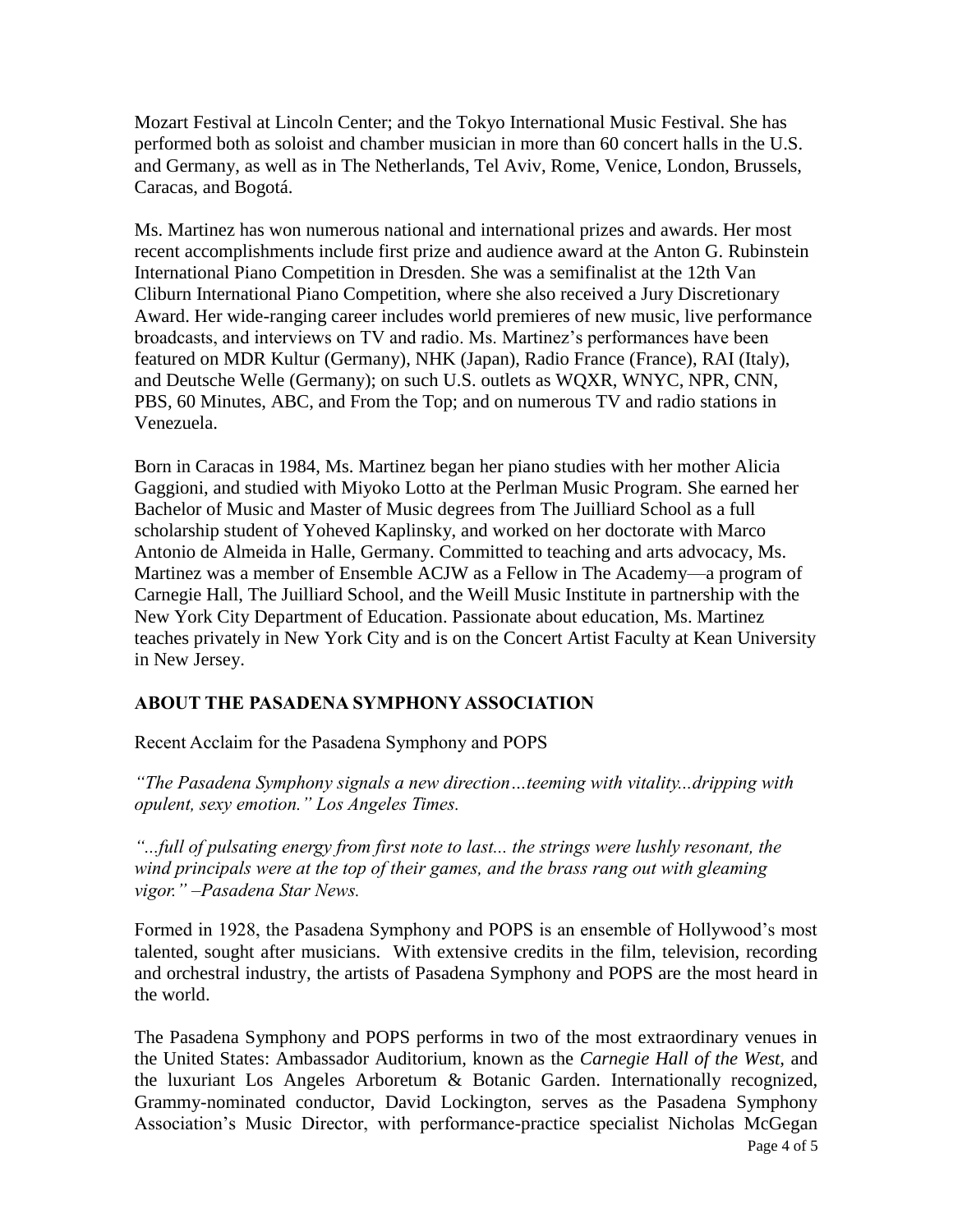Mozart Festival at Lincoln Center; and the Tokyo International Music Festival. She has performed both as soloist and chamber musician in more than 60 concert halls in the U.S. and Germany, as well as in The Netherlands, Tel Aviv, Rome, Venice, London, Brussels, Caracas, and Bogotá.

Ms. Martinez has won numerous national and international prizes and awards. Her most recent accomplishments include first prize and audience award at the Anton G. Rubinstein International Piano Competition in Dresden. She was a semifinalist at the 12th Van Cliburn International Piano Competition, where she also received a Jury Discretionary Award. Her wide-ranging career includes world premieres of new music, live performance broadcasts, and interviews on TV and radio. Ms. Martinez's performances have been featured on MDR Kultur (Germany), NHK (Japan), Radio France (France), RAI (Italy), and Deutsche Welle (Germany); on such U.S. outlets as WQXR, WNYC, NPR, CNN, PBS, 60 Minutes, ABC, and From the Top; and on numerous TV and radio stations in Venezuela.

Born in Caracas in 1984, Ms. Martinez began her piano studies with her mother Alicia Gaggioni, and studied with Miyoko Lotto at the Perlman Music Program. She earned her Bachelor of Music and Master of Music degrees from The Juilliard School as a full scholarship student of Yoheved Kaplinsky, and worked on her doctorate with Marco Antonio de Almeida in Halle, Germany. Committed to teaching and arts advocacy, Ms. Martinez was a member of Ensemble ACJW as a Fellow in The Academy—a program of Carnegie Hall, The Juilliard School, and the Weill Music Institute in partnership with the New York City Department of Education. Passionate about education, Ms. Martinez teaches privately in New York City and is on the Concert Artist Faculty at Kean University in New Jersey.

## ABOUT THE PASADENA SYMPHONY ASSOCIATION

Recent Acclaim for the Pasadena Symphony and POPS

*"The Pasadena Symphony signals a new direction…teeming with vitality...dripping with opulent, sexy emotion." Los Angeles Times.*

*"...full of pulsating energy from first note to last... the strings were lushly resonant, the wind principals were at the top of their games, and the brass rang out with gleaming vigor." –Pasadena Star News.*

Formed in 1928, the Pasadena Symphony and POPS is an ensemble of Hollywood's most talented, sought after musicians. With extensive credits in the film, television, recording and orchestral industry, the artists of Pasadena Symphony and POPS are the most heard in the world.

The Pasadena Symphony and POPS performs in two of the most extraordinary venues in the United States: Ambassador Auditorium, known as the *Carnegie Hall of the West*, and the luxuriant Los Angeles Arboretum & Botanic Garden. Internationally recognized, Grammy-nominated conductor, David Lockington, serves as the Pasadena Symphony Association's Music Director, with performance-practice specialist Nicholas McGegan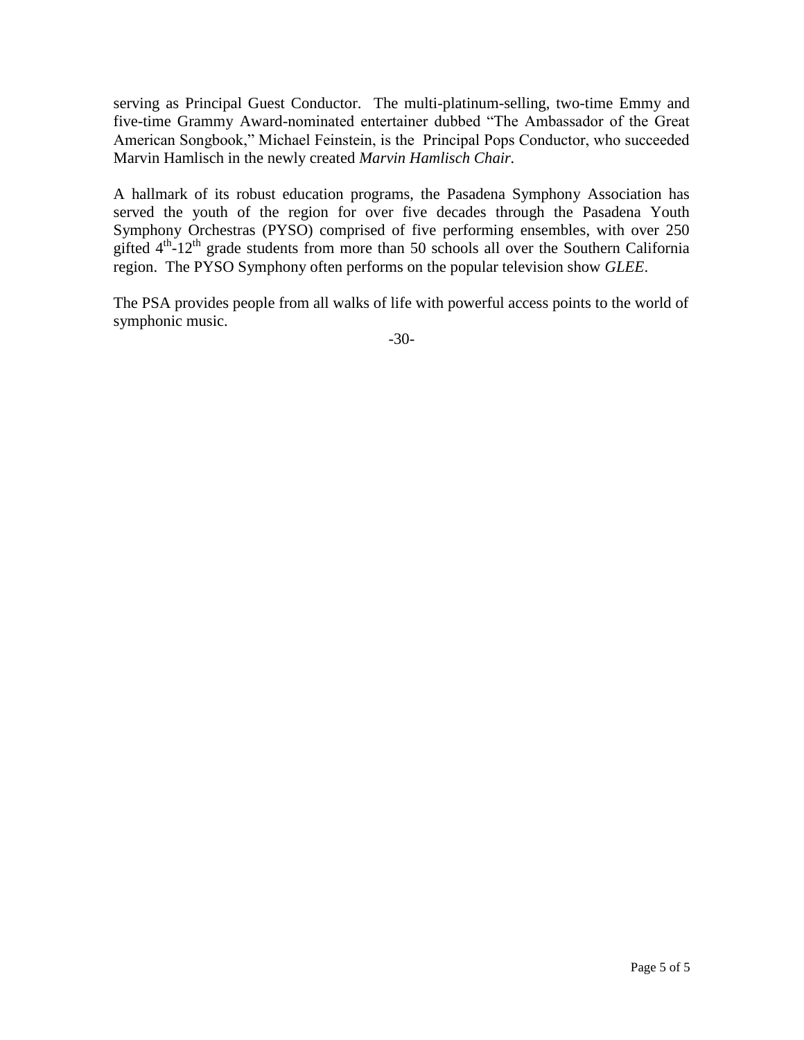serving as Principal Guest Conductor. The multi-platinum-selling, two-time Emmy and five-time Grammy Award-nominated entertainer dubbed "The Ambassador of the Great American Songbook," Michael Feinstein, is the Principal Pops Conductor, who succeeded Marvin Hamlisch in the newly created *Marvin Hamlisch Chair.*

A hallmark of its robust education programs, the Pasadena Symphony Association has served the youth of the region for over five decades through the Pasadena Youth Symphony Orchestras (PYSO) comprised of five performing ensembles, with over 250 gifted $4^{th}$-$12^{th}$ grade students from more than 50 schools all over the Southern California region. The PYSO Symphony often performs on the popular television show *GLEE*.

The PSA provides people from all walks of life with powerful access points to the world of symphonic music.

-30-